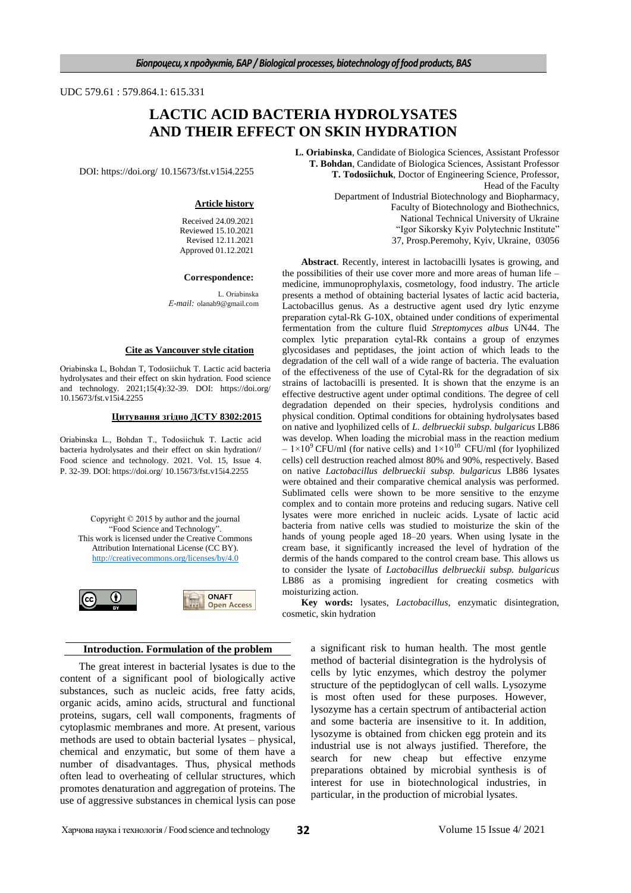UDC 579.61 : 579.864.1: 615.331

# LACTIC ACID BACTERIA HYDROLYSATES AND THEIR EFFECT ON SKIN HYDRATION

DOI: https://doi.org/ 10.15673/fst.v15i4.2255

**L. Oriabinska**, Candidate of Biologica Sciences, Assistant Professor
**T. Bohdan**, Candidate of Biologica Sciences, Assistant Professor
**T. Todosiichuk**, Doctor of Engineering Science, Professor, Head of the Faculty
Department of Industrial Biotechnology and Biopharmacy, Faculty of Biotechnology and Biothechnics, National Technical University of Ukraine "Igor Sikorsky Kyiv Polytechnic Institute"
37, Prosp.Peremohy, Kyiv, Ukraine, 03056

**Article history**

Received 24.09.2021
Reviewed 15.10.2021
Revised 12.11.2021
Approved 01.12.2021

**Correspondence:**

L. Oriabinska
*E-mail:* olanab9@gmail.com

**Cite as Vancouver style citation**

Oriabinska L, Bohdan T, Todosiichuk T. Lactic acid bacteria hydrolysates and their effect on skin hydration. Food science and technology. 2021;15(4):32-39. DOI: https://doi.org/ 10.15673/fst.v15i4.2255

**Цитування згідно ДСТУ 8302:2015**

Oriabinska L., Bohdan T., Todosiichuk T. Lactic acid bacteria hydrolysates and their effect on skin hydration// Food science and technology. 2021. Vol. 15, Issue 4. P. 32-39. DOI: https://doi.org/ 10.15673/fst.v15i4.2255

Copyright © 2015 by author and the journal "Food Science and Technology". This work is licensed under the Creative Commons Attribution International License (CC BY). http://creativecommons.org/licenses/by/4.0

**Abstract**. Recently, interest in lactobacilli lysates is growing, and the possibilities of their use cover more and more areas of human life – medicine, immunoprophylaxis, cosmetology, food industry. The article presents a method of obtaining bacterial lysates of lactic acid bacteria, Lactobacillus genus. As a destructive agent used dry lytic enzyme preparation cytal-Rk G-10X, obtained under conditions of experimental fermentation from the culture fluid *Streptomyces albus* UN44. The complex lytic preparation cytal-Rk contains a group of enzymes glycosidases and peptidases, the joint action of which leads to the degradation of the cell wall of a wide range of bacteria. The evaluation of the effectiveness of the use of Cytal-Rk for the degradation of six strains of lactobacilli is presented. It is shown that the enzyme is an effective destructive agent under optimal conditions. The degree of cell degradation depended on their species, hydrolysis conditions and physical condition. Optimal conditions for obtaining hydrolysates based on native and lyophilized cells of *L. delbrueckii subsp. bulgaricus* LB86 was develop. When loading the microbial mass in the reaction medium – $1{\times}10^9$ CFU/ml (for native cells) and $1{\times}10^{10}$ CFU/ml (for lyophilized cells) cell destruction reached almost 80% and 90%, respectively. Based on native *Lactobacillus delbrueckii subsp. bulgaricus* LB86 lysates were obtained and their comparative chemical analysis was performed. Sublimated cells were shown to be more sensitive to the enzyme complex and to contain more proteins and reducing sugars. Native cell lysates were more enriched in nucleic acids. Lysate of lactic acid bacteria from native cells was studied to moisturize the skin of the hands of young people aged 18–20 years. When using lysate in the cream base, it significantly increased the level of hydration of the dermis of the hands compared to the control cream base. This allows us to consider the lysate of *Lactobacillus delbrueckii subsp. bulgaricus* LB86 as a promising ingredient for creating cosmetics with moisturizing action.

**Key words:** lysates, *Lactobacillus*, enzymatic disintegration, cosmetic, skin hydration

## Introduction. Formulation of the problem

The great interest in bacterial lysates is due to the content of a significant pool of biologically active substances, such as nucleic acids, free fatty acids, organic acids, amino acids, structural and functional proteins, sugars, cell wall components, fragments of cytoplasmic membranes and more. At present, various methods are used to obtain bacterial lysates – physical, chemical and enzymatic, but some of them have a number of disadvantages. Thus, physical methods often lead to overheating of cellular structures, which promotes denaturation and aggregation of proteins. The use of aggressive substances in chemical lysis can pose a significant risk to human health. The most gentle method of bacterial disintegration is the hydrolysis of cells by lytic enzymes, which destroy the polymer structure of the peptidoglycan of cell walls. Lysozyme is most often used for these purposes. However, lysozyme has a certain spectrum of antibacterial action and some bacteria are insensitive to it. In addition, lysozyme is obtained from chicken egg protein and its industrial use is not always justified. Therefore, the search for new cheap but effective enzyme preparations obtained by microbial synthesis is of interest for use in biotechnological industries, in particular, in the production of microbial lysates.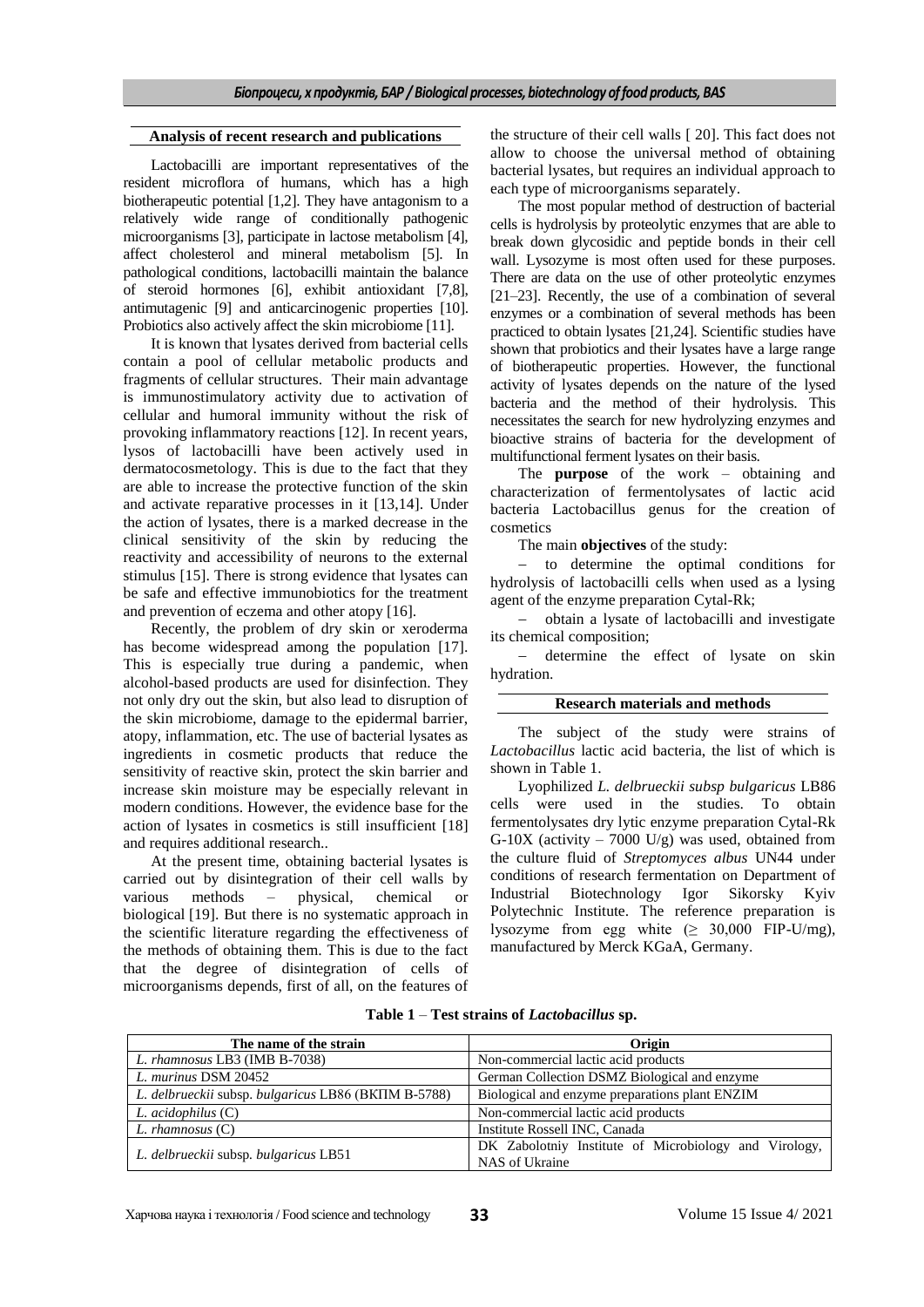### Analysis of recent research and publications

Lactobacilli are important representatives of the resident microflora of humans, which has a high biotherapeutic potential [1,2]. They have antagonism to a relatively wide range of conditionally pathogenic microorganisms [3], participate in lactose metabolism [4], affect cholesterol and mineral metabolism [5]. In pathological conditions, lactobacilli maintain the balance of steroid hormones [6], exhibit antioxidant [7,8], antimutagenic [9] and anticarcinogenic properties [10]. Probiotics also actively affect the skin microbiome [11].

It is known that lysates derived from bacterial cells contain a pool of cellular metabolic products and fragments of cellular structures. Their main advantage is immunostimulatory activity due to activation of cellular and humoral immunity without the risk of provoking inflammatory reactions [12]. In recent years, lysos of lactobacilli have been actively used in dermatocosmetology. This is due to the fact that they are able to increase the protective function of the skin and activate reparative processes in it [13,14]. Under the action of lysates, there is a marked decrease in the clinical sensitivity of the skin by reducing the reactivity and accessibility of neurons to the external stimulus [15]. There is strong evidence that lysates can be safe and effective immunobiotics for the treatment and prevention of eczema and other atopy [16].

Recently, the problem of dry skin or xeroderma has become widespread among the population [17]. This is especially true during a pandemic, when alcohol-based products are used for disinfection. They not only dry out the skin, but also lead to disruption of the skin microbiome, damage to the epidermal barrier, atopy, inflammation, etc. The use of bacterial lysates as ingredients in cosmetic products that reduce the sensitivity of reactive skin, protect the skin barrier and increase skin moisture may be especially relevant in modern conditions. However, the evidence base for the action of lysates in cosmetics is still insufficient [18] and requires additional research..

At the present time, obtaining bacterial lysates is carried out by disintegration of their cell walls by various methods – physical, chemical or biological [19]. But there is no systematic approach in the scientific literature regarding the effectiveness of the methods of obtaining them. This is due to the fact that the degree of disintegration of cells of microorganisms depends, first of all, on the features of the structure of their cell walls [ 20]. This fact does not allow to choose the universal method of obtaining bacterial lysates, but requires an individual approach to each type of microorganisms separately.

The most popular method of destruction of bacterial cells is hydrolysis by proteolytic enzymes that are able to break down glycosidic and peptide bonds in their cell wall. Lysozyme is most often used for these purposes. There are data on the use of other proteolytic enzymes [21–23]. Recently, the use of a combination of several enzymes or a combination of several methods has been practiced to obtain lysates [21,24]. Scientific studies have shown that probiotics and their lysates have a large range of biotherapeutic properties. However, the functional activity of lysates depends on the nature of the lysed bacteria and the method of their hydrolysis. This necessitates the search for new hydrolyzing enzymes and bioactive strains of bacteria for the development of multifunctional ferment lysates on their basis.

The **purpose** of the work – obtaining and characterization of fermentolysates of lactic acid bacteria Lactobacillus genus for the creation of cosmetics

The main **objectives** of the study:

– to determine the optimal conditions for hydrolysis of lactobacilli cells when used as a lysing agent of the enzyme preparation Cytal-Rk;

– obtain a lysate of lactobacilli and investigate its chemical composition;

– determine the effect of lysate on skin hydration.

### Research materials and methods

The subject of the study were strains of *Lactobacillus* lactic acid bacteria, the list of which is shown in Table 1.

Lyophilized *L. delbrueckii subsp bulgaricus* LB86 cells were used in the studies. To obtain fermentolysates dry lytic enzyme preparation Cytal-Rk G-10X (activity – 7000 U/g) was used, obtained from the culture fluid of *Streptomyces albus* UN44 under conditions of research fermentation on Department of Industrial Biotechnology Igor Sikorsky Kyiv Polytechnic Institute. The reference preparation is lysozyme from egg white ($\geq$ 30,000 FIP-U/mg), manufactured by Merck KGaA, Germany.

**Table 1** – **Test strains of *Lactobacillus* sp.**

| The name of the strain | Origin |
|---|---|
| *L. rhamnosus* LB3 (IMB B-7038) | Non-commercial lactic acid products |
| *L. murinus* DSM 20452 | German Collection DSMZ Biological and enzyme |
| *L. delbrueckii* subsp. *bulgaricus* LB86 (ВКПМ В-5788) | Biological and enzyme preparations plant ENZIM |
| *L. acidophilus* (C) | Non-commercial lactic acid products |
| *L. rhamnosus* (C) | Institute Rossell INC, Canada |
| *L. delbrueckii* subsp. *bulgaricus* LB51 | DK Zabolotniy Institute of Microbiology and Virology, NAS of Ukraine |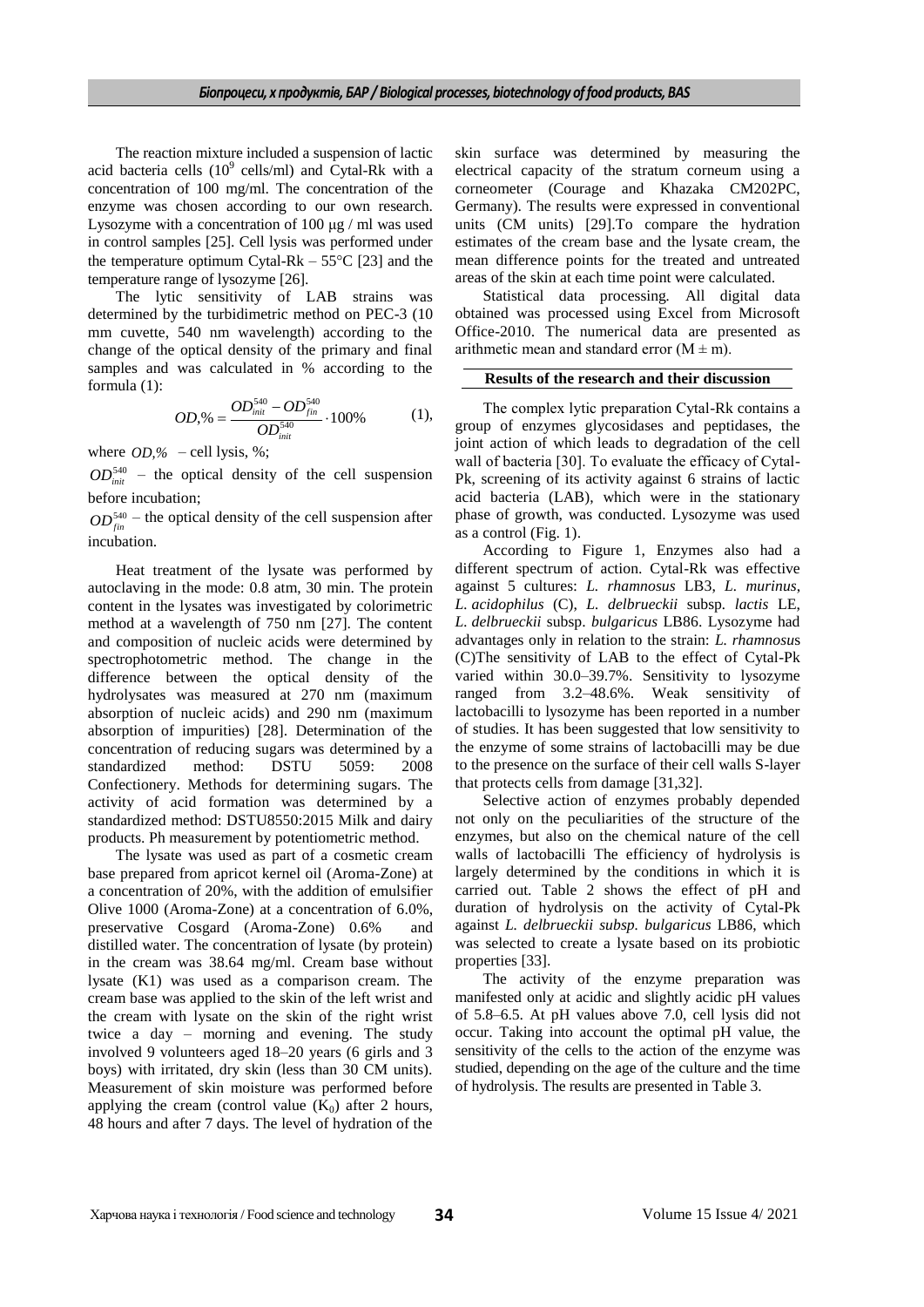The reaction mixture included a suspension of lactic acid bacteria cells ($10^9$ cells/ml) and Cytal-Rk with a concentration of 100 mg/ml. The concentration of the enzyme was chosen according to our own research. Lysozyme with a concentration of 100 μg / ml was used in control samples [25]. Cell lysis was performed under the temperature optimum Cytal-Rk – 55°C [23] and the temperature range of lysozyme [26].

The lytic sensitivity of LAB strains was determined by the turbidimetric method on PEC-3 (10 mm cuvette, 540 nm wavelength) according to the change of the optical density of the primary and final samples and was calculated in % according to the formula (1):

$$OD,\% = \frac{OD_{init}^{540} - OD_{fin}^{540}}{OD_{init}^{540}} \cdot 100\% \qquad (1),$$

where $OD,\%$ – cell lysis, %;

$OD_{init}^{540}$ – the optical density of the cell suspension before incubation;

$OD_{fin}^{540}$ – the optical density of the cell suspension after incubation.

Heat treatment of the lysate was performed by autoclaving in the mode: 0.8 atm, 30 min. The protein content in the lysates was investigated by colorimetric method at a wavelength of 750 nm [27]. The content and composition of nucleic acids were determined by spectrophotometric method. The change in the difference between the optical density of the hydrolysates was measured at 270 nm (maximum absorption of nucleic acids) and 290 nm (maximum absorption of impurities) [28]. Determination of the concentration of reducing sugars was determined by a standardized method: DSTU 5059: 2008 Confectionery. Methods for determining sugars. The activity of acid formation was determined by a standardized method: DSTU8550:2015 Milk and dairy products. Ph measurement by potentiometric method.

The lysate was used as part of a cosmetic cream base prepared from apricot kernel oil (Aroma-Zone) at a concentration of 20%, with the addition of emulsifier Olive 1000 (Aroma-Zone) at a concentration of 6.0%, preservative Cosgard (Aroma-Zone) 0.6% and distilled water. The concentration of lysate (by protein) in the cream was 38.64 mg/ml. Cream base without lysate (K1) was used as a comparison cream. The cream base was applied to the skin of the left wrist and the cream with lysate on the skin of the right wrist twice a day – morning and evening. The study involved 9 volunteers aged 18–20 years (6 girls and 3 boys) with irritated, dry skin (less than 30 CM units). Measurement of skin moisture was performed before applying the cream (control value ($K_0$) after 2 hours, 48 hours and after 7 days. The level of hydration of the skin surface was determined by measuring the electrical capacity of the stratum corneum using a corneometer (Courage and Khazaka CM202PC, Germany). The results were expressed in conventional units (CM units) [29].To compare the hydration estimates of the cream base and the lysate cream, the mean difference points for the treated and untreated areas of the skin at each time point were calculated.

*Statistical data processing.* All digital data obtained was processed using Excel from Microsoft Office-2010. The numerical data are presented as arithmetic mean and standard error (M ± m).

## Results of the research and their discussion

The complex lytic preparation Cytal-Rk contains a group of enzymes glycosidases and peptidases, the joint action of which leads to degradation of the cell wall of bacteria [30]. To evaluate the efficacy of Cytal-Pk, screening of its activity against 6 strains of lactic acid bacteria (LAB), which were in the stationary phase of growth, was conducted. Lysozyme was used as a control (Fig. 1).

According to Figure 1, Enzymes also had a different spectrum of action. Cytal-Rk was effective against 5 cultures: *L. rhamnosus* LB3, *L. murinus*, *L. acidophilus* (C), *L. delbrueckii* subsp. *lactis* LE, *L. delbrueckii* subsp. *bulgaricus* LB86. Lysozyme had advantages only in relation to the strain: *L. rhamnosus* (C)The sensitivity of LAB to the effect of Cytal-Pk varied within 30.0–39.7%. Sensitivity to lysozyme ranged from 3.2–48.6%. Weak sensitivity of lactobacilli to lysozyme has been reported in a number of studies. It has been suggested that low sensitivity to the enzyme of some strains of lactobacilli may be due to the presence on the surface of their cell walls S-layer that protects cells from damage [31,32].

Selective action of enzymes probably depended not only on the peculiarities of the structure of the enzymes, but also on the chemical nature of the cell walls of lactobacilli The efficiency of hydrolysis is largely determined by the conditions in which it is carried out. Table 2 shows the effect of pH and duration of hydrolysis on the activity of Cytal-Pk against *L. delbrueckii subsp. bulgaricus* LB86, which was selected to create a lysate based on its probiotic properties [33].

The activity of the enzyme preparation was manifested only at acidic and slightly acidic pH values of 5.8–6.5. At pH values above 7.0, cell lysis did not occur. Taking into account the optimal pH value, the sensitivity of the cells to the action of the enzyme was studied, depending on the age of the culture and the time of hydrolysis. The results are presented in Table 3.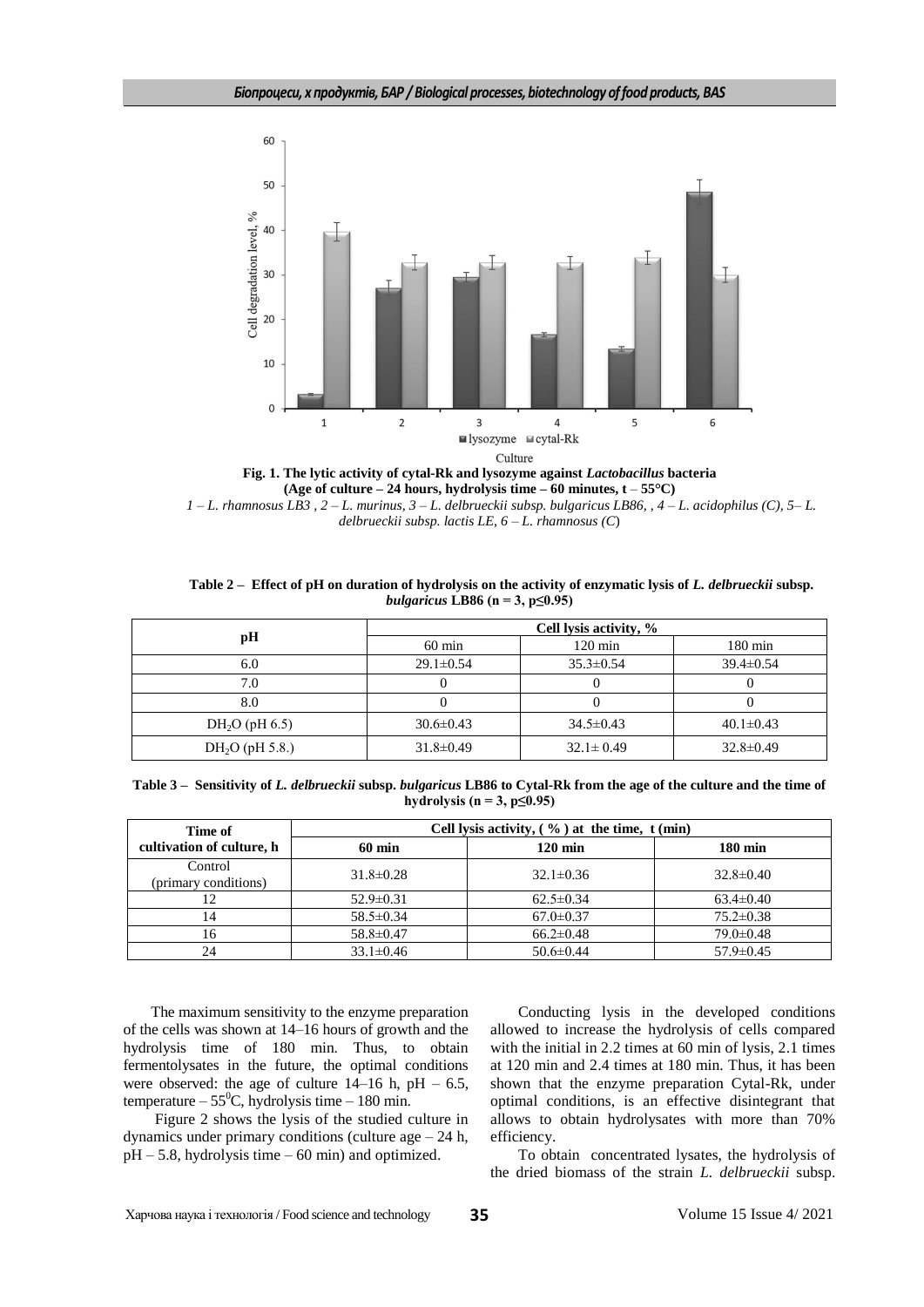**Fig. 1. The lytic activity of cytal-Rk and lysozyme against *Lactobacillus* bacteria (Age of culture – 24 hours, hydrolysis time – 60 minutes, t – 55°C)**

*1 – L. rhamnosus LB3 , 2 – L. murinus, 3 – L. delbrueckii subsp. bulgaricus LB86, , 4 – L. acidophilus (C), 5– L. delbrueckii subsp. lactis LE, 6 – L. rhamnosus (C)*

**Table 2 – Effect of pH on duration of hydrolysis on the activity of enzymatic lysis of *L. delbrueckii* subsp. *bulgaricus* LB86 (n = 3, p≤0.95)**

| pH | Cell lysis activity, % | | |
|---|---|---|---|
| | 60 min | 120 min | 180 min |
| 6.0 | 29.1±0.54 | 35.3±0.54 | 39.4±0.54 |
| 7.0 | 0 | 0 | 0 |
| 8.0 | 0 | 0 | 0 |
| $DH_2O$ (pH 6.5) | 30.6±0.43 | 34.5±0.43 | 40.1±0.43 |
| $DH_2O$ (pH 5.8.) | 31.8±0.49 | 32.1± 0.49 | 32.8±0.49 |

**Table 3 – Sensitivity of *L. delbrueckii* subsp. *bulgaricus* LB86 to Cytal-Rk from the age of the culture and the time of hydrolysis (n = 3, p≤0.95)**

| Time of cultivation of culture, h | Cell lysis activity, ( % ) at the time, t (min) | | |
|---|---|---|---|
| | **60 min** | **120 min** | **180 min** |
| Control (primary conditions) | 31.8±0.28 | 32.1±0.36 | 32.8±0.40 |
| 12 | 52.9±0.31 | 62.5±0.34 | 63.4±0.40 |
| 14 | 58.5±0.34 | 67.0±0.37 | 75.2±0.38 |
| 16 | 58.8±0.47 | 66.2±0.48 | 79.0±0.48 |
| 24 | 33.1±0.46 | 50.6±0.44 | 57.9±0.45 |

The maximum sensitivity to the enzyme preparation of the cells was shown at 14–16 hours of growth and the hydrolysis time of 180 min. Thus, to obtain fermentolysates in the future, the optimal conditions were observed: the age of culture 14–16 h, pH – 6.5, temperature – 55$^0$C, hydrolysis time – 180 min.

Figure 2 shows the lysis of the studied culture in dynamics under primary conditions (culture age – 24 h, pH – 5.8, hydrolysis time – 60 min) and optimized.

Conducting lysis in the developed conditions allowed to increase the hydrolysis of cells compared with the initial in 2.2 times at 60 min of lysis, 2.1 times at 120 min and 2.4 times at 180 min. Thus, it has been shown that the enzyme preparation Cytal-Rk, under optimal conditions, is an effective disintegrant that allows to obtain hydrolysates with more than 70% efficiency.

To obtain concentrated lysates, the hydrolysis of the dried biomass of the strain *L. delbrueckii* subsp.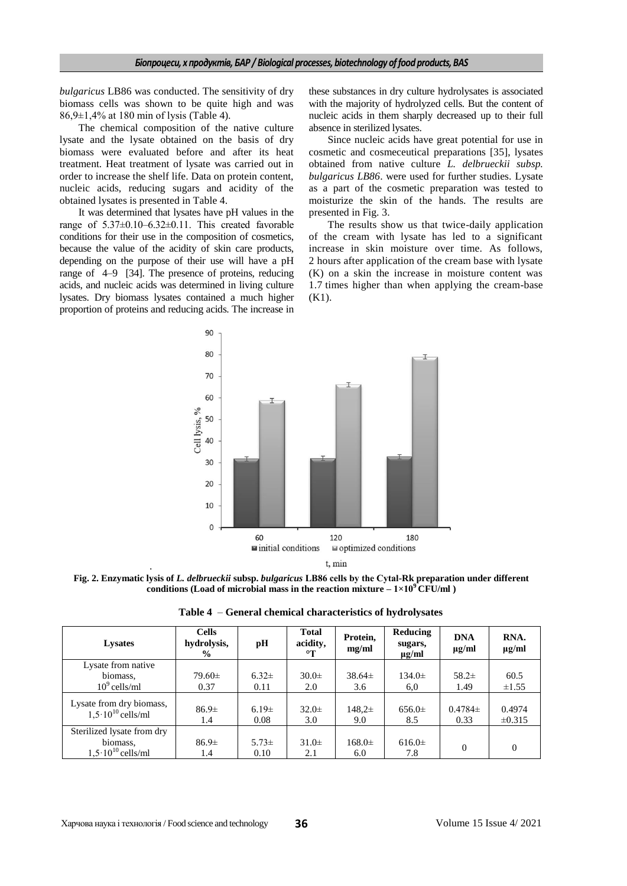*bulgaricus* LB86 was conducted. The sensitivity of dry biomass cells was shown to be quite high and was 86,9±1,4% at 180 min of lysis (Table 4).

The chemical composition of the native culture lysate and the lysate obtained on the basis of dry biomass were evaluated before and after its heat treatment. Heat treatment of lysate was carried out in order to increase the shelf life. Data on protein content, nucleic acids, reducing sugars and acidity of the obtained lysates is presented in Table 4.

It was determined that lysates have pH values in the range of 5.37±0.10–6.32±0.11. This created favorable conditions for their use in the composition of cosmetics, because the value of the acidity of skin care products, depending on the purpose of their use will have a pH range of 4–9 [34]. The presence of proteins, reducing acids, and nucleic acids was determined in living culture lysates. Dry biomass lysates contained a much higher proportion of proteins and reducing acids. The increase in these substances in dry culture hydrolysates is associated with the majority of hydrolyzed cells. But the content of nucleic acids in them sharply decreased up to their full absence in sterilized lysates.

Since nucleic acids have great potential for use in cosmetic and cosmeceutical preparations [35], lysates obtained from native culture *L. delbrueckii subsp. bulgaricus LB86*. were used for further studies. Lysate as a part of the cosmetic preparation was tested to moisturize the skin of the hands. The results are presented in Fig. 3.

The results show us that twice-daily application of the cream with lysate has led to a significant increase in skin moisture over time. As follows, 2 hours after application of the cream base with lysate (K) on a skin the increase in moisture content was 1.7 times higher than when applying the cream-base (K1).

**Fig. 2. Enzymatic lysis of *L. delbrueckii* subsp. *bulgaricus* LB86 cells by the Cytal-Rk preparation under different conditions (Load of microbial mass in the reaction mixture – $1\times10^9$ CFU/ml )**

**Table 4 – General chemical characteristics of hydrolysates**

| Lysates | Cells hydrolysis, % | pH | Total acidity, °T | Protein, mg/ml | Reducing sugars, µg/ml | DNA µg/ml | RNA. µg/ml |
|---|---|---|---|---|---|---|---|
| Lysate from native biomass, $10^9$ cells/ml | 79.60± 0.37 | 6.32± 0.11 | 30.0± 2.0 | 38.64± 3.6 | 134.0± 6,0 | 58.2± 1.49 | 60.5 ±1.55 |
| Lysate from dry biomass, $1,5\cdot10^{10}$ cells/ml | 86.9± 1.4 | 6.19± 0.08 | 32.0± 3.0 | 148,2± 9.0 | 656.0± 8.5 | 0.4784± 0.33 | 0.4974 ±0.315 |
| Sterilized lysate from dry biomass, $1,5\cdot10^{10}$ cells/ml | 86.9± 1.4 | 5.73± 0.10 | 31.0± 2.1 | 168.0± 6.0 | 616.0± 7.8 | 0 | 0 |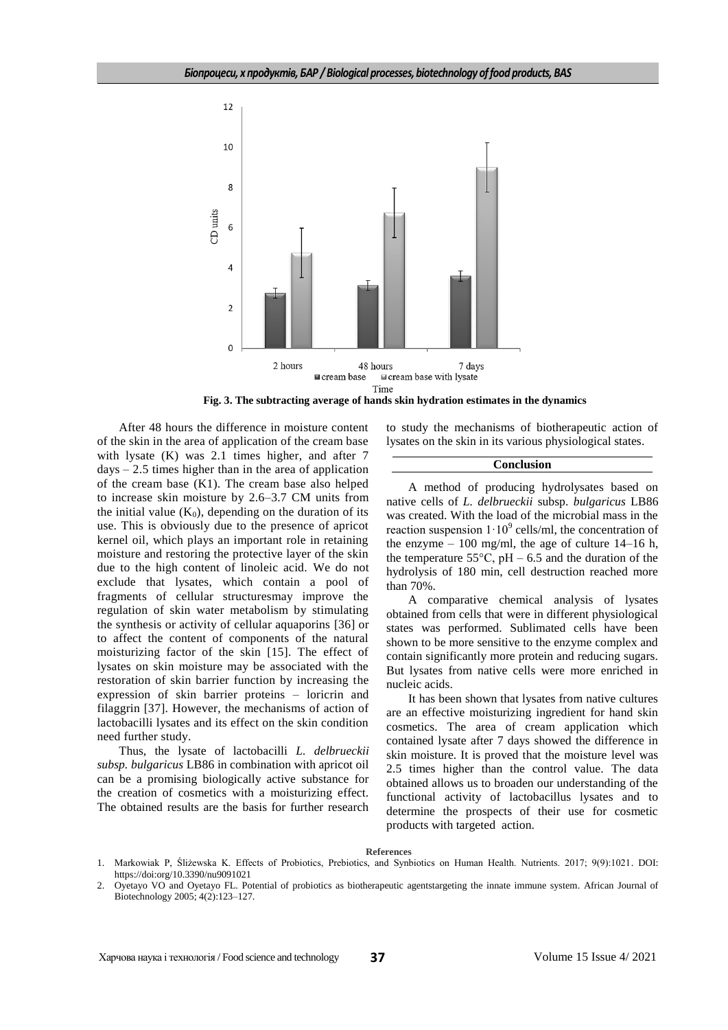Fig. 3. The subtracting average of hands skin hydration estimates in the dynamics

After 48 hours the difference in moisture content of the skin in the area of application of the cream base with lysate (K) was 2.1 times higher, and after 7 days – 2.5 times higher than in the area of application of the cream base (K1). The cream base also helped to increase skin moisture by 2.6–3.7 CM units from the initial value ($K_0$), depending on the duration of its use. This is obviously due to the presence of apricot kernel oil, which plays an important role in retaining moisture and restoring the protective layer of the skin due to the high content of linoleic acid. We do not exclude that lysates, which contain a pool of fragments of cellular structuresmay improve the regulation of skin water metabolism by stimulating the synthesis or activity of cellular aquaporins [36] or to affect the content of components of the natural moisturizing factor of the skin [15]. The effect of lysates on skin moisture may be associated with the restoration of skin barrier function by increasing the expression of skin barrier proteins – loricrin and filaggrin [37]. However, the mechanisms of action of lactobacilli lysates and its effect on the skin condition need further study.

Thus, the lysate of lactobacilli *L. delbrueckii subsp. bulgaricus* LB86 in combination with apricot oil can be a promising biologically active substance for the creation of cosmetics with a moisturizing effect. The obtained results are the basis for further research to study the mechanisms of biotherapeutic action of lysates on the skin in its various physiological states.

## Conclusion

A method of producing hydrolysates based on native cells of *L. delbrueckii* subsp. *bulgaricus* LB86 was created. With the load of the microbial mass in the reaction suspension $1 \cdot 10^9$ cells/ml, the concentration of the enzyme – 100 mg/ml, the age of culture 14–16 h, the temperature 55°C, pH – 6.5 and the duration of the hydrolysis of 180 min, cell destruction reached more than 70%.

A comparative chemical analysis of lysates obtained from cells that were in different physiological states was performed. Sublimated cells have been shown to be more sensitive to the enzyme complex and contain significantly more protein and reducing sugars. But lysates from native cells were more enriched in nucleic acids.

It has been shown that lysates from native cultures are an effective moisturizing ingredient for hand skin cosmetics. The area of cream application which contained lysate after 7 days showed the difference in skin moisture. It is proved that the moisture level was 2.5 times higher than the control value. The data obtained allows us to broaden our understanding of the functional activity of lactobacillus lysates and to determine the prospects of their use for cosmetic products with targeted action.

### References

1. Markowiak P, Śliżewska K. Effects of Probiotics, Prebiotics, and Synbiotics on Human Health. Nutrients. 2017; 9(9):1021. DOI: https://doi:org/10.3390/nu9091021
2. Oyetayo VO and Oyetayo FL. Potential of probiotics as biotherapeutic agentstargeting the innate immune system. African Journal of Biotechnology 2005; 4(2):123–127.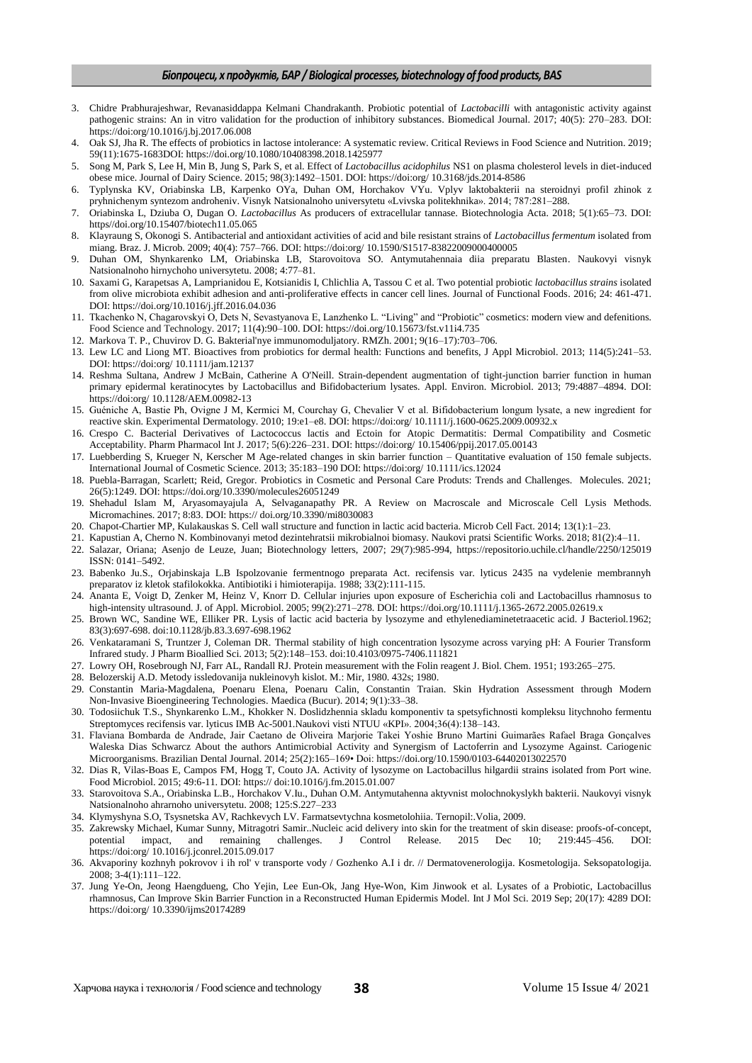3. Chidre Prabhurajeshwar, Revanasiddappa Kelmani Chandrakanth. Probiotic potential of *Lactobacilli* with antagonistic activity against pathogenic strains: An in vitro validation for the production of inhibitory substances. Biomedical Journal. 2017; 40(5): 270–283. DOI: https://doi:org/10.1016/j.bj.2017.06.008
4. Oak SJ, Jha R. The effects of probiotics in lactose intolerance: A systematic review. Critical Reviews in Food Science and Nutrition. 2019; 59(11):1675-1683DOI: https://doi.org/10.1080/10408398.2018.1425977
5. Song M, Park S, Lee H, Min B, Jung S, Park S, et al. Effect of *Lactobacillus acidophilus* NS1 on plasma cholesterol levels in diet-induced obese mice. Journal of Dairy Science. 2015; 98(3):1492–1501. DOI: https://doi:org/ 10.3168/jds.2014-8586
6. Typlynska KV, Oriabinska LB, Karpenko OYa, Duhan OM, Horchakov VYu. Vplyv laktobakterii na steroidnyi profil zhinok z pryhnichenym syntezom androheniv. Visnyk Natsionalnoho universytetu «Lvivska politekhnika». 2014; 787:281–288.
7. Oriabinska L, Dziuba O, Dugan O. *Lactobacillus* As producers of extracellular tannase. Biotechnologia Acta. 2018; 5(1):65–73. DOI: https//doi.org/10.15407/biotech11.05.065
8. Klayraung S, Okonogi S. Antibacterial and antioxidant activities of acid and bile resistant strains of *Lactobacillus fermentum* isolated from miang. Braz. J. Microb. 2009; 40(4): 757–766. DOI: https://doi:org/ 10.1590/S1517-83822009000400005
9. Duhan OM, Shynkarenko LM, Oriabinska LB, Starovoitova SO. Antymutahennaia diia preparatu Blasten. Naukovyi visnyk Natsionalnoho hirnychoho universytetu. 2008; 4:77–81.
10. Saxami G, Karapetsas A, Lamprianidou E, Kotsianidis I, Chlichlia A, Tassou C et al. Two potential probiotic *lactobacillus strains* isolated from olive microbiota exhibit adhesion and anti-proliferative effects in cancer cell lines. Journal of Functional Foods. 2016; 24: 461-471. DOI: https://doi.org/10.1016/j.jff.2016.04.036
11. Tkachenko N, Chagarovskyi O, Dets N, Sevastyanova E, Lanzhenko L. "Living" and "Probiotic" cosmetics: modern view and defenitions. Food Science and Technology. 2017; 11(4):90–100. DOI: https://doi.org/10.15673/fst.v11i4.735
12. Markova T. P., Chuvirov D. G. Bakterial'nye immunomoduljatory. RMZh. 2001; 9(16–17):703–706.
13. Lew LC and Liong MT. Bioactives from probiotics for dermal health: Functions and benefits, J Appl Microbiol. 2013; 114(5):241–53. DOI: https://doi:org/ 10.1111/jam.12137
14. Reshma Sultana, Andrew J McBain, Catherine A O'Neill. Strain-dependent augmentation of tight-junction barrier function in human primary epidermal keratinocytes by Lactobacillus and Bifidobacterium lysates. Appl. Environ. Microbiol. 2013; 79:4887–4894. DOI: https://doi:org/ 10.1128/AEM.00982-13
15. Guéniche A, Bastie Ph, Ovigne J M, Kermici M, Courchay G, Chevalier V et al. Bifidobacterium longum lysate, a new ingredient for reactive skin. Experimental Dermatology. 2010; 19:e1–e8. DOI: https://doi:org/ 10.1111/j.1600-0625.2009.00932.x
16. Crespo C. Bacterial Derivatives of Lactococcus lactis and Ectoin for Atopic Dermatitis: Dermal Compatibility and Cosmetic Acceptability. Pharm Pharmacol Int J. 2017; 5(6):226–231. DOI: https://doi:org/ 10.15406/ppij.2017.05.00143
17. Luebberding S, Krueger N, Kerscher M Age-related changes in skin barrier function – Quantitative evaluation of 150 female subjects. International Journal of Cosmetic Science. 2013; 35:183–190 DOI: https://doi:org/ 10.1111/ics.12024
18. Puebla-Barragan, Scarlett; Reid, Gregor. Probiotics in Cosmetic and Personal Care Produts: Trends and Challenges. Molecules. 2021; 26(5):1249. DOI: https://doi.org/10.3390/molecules26051249
19. Shehadul Islam M, Aryasomayajula A, Selvaganapathy PR. A Review on Macroscale and Microscale Cell Lysis Methods. Micromachines. 2017; 8:83. DOI: https:// doi.org/10.3390/mi8030083
20. Chapot-Chartier MP, Kulakauskas S. Cell wall structure and function in lactic acid bacteria. Microb Cell Fact. 2014; 13(1):1–23.
21. Kapustian A, Cherno N. Kombinovanyi metod dezintehratsii mikrobialnoi biomasy. Naukovi pratsi Scientific Works. 2018; 81(2):4–11.
22. Salazar, Oriana; Asenjo de Leuze, Juan; Biotechnology letters, 2007; 29(7):985-994, https://repositorio.uchile.cl/handle/2250/125019 ISSN: 0141–5492.
23. Babenko Ju.S., Orjabinskaja L.B Ispolzovanie fermentnogo preparata Act. recifensis var. lyticus 2435 na vydelenie membrannyh preparatov iz kletok stafilokokka. Antibiotiki i himioterapija. 1988; 33(2):111-115.
24. Ananta E, Voigt D, Zenker M, Heinz V, Knorr D. Cellular injuries upon exposure of Escherichia coli and Lactobacillus rhamnosus to high-intensity ultrasound. J. of Appl. Microbiol. 2005; 99(2):271–278. DOI: https://doi.org/10.1111/j.1365-2672.2005.02619.x
25. Brown WC, Sandine WE, Elliker PR. Lysis of lactic acid bacteria by lysozyme and ethylenediaminetetraacetic acid. J Bacteriol.1962; 83(3):697-698. doi:10.1128/jb.83.3.697-698.1962
26. Venkataramani S, Truntzer J, Coleman DR. Thermal stability of high concentration lysozyme across varying pH: A Fourier Transform Infrared study. J Pharm Bioallied Sci. 2013; 5(2):148–153. doi:10.4103/0975-7406.111821
27. Lowry OH, Rosebrough NJ, Farr AL, Randall RJ. Protein measurement with the Folin reagent J. Biol. Chem. 1951; 193:265–275.
28. Belozerskij A.D. Metody issledovanija nukleinovyh kislot. M.: Mir, 1980. 432s; 1980.
29. Constantin Maria-Magdalena, Poenaru Elena, Poenaru Calin, Constantin Traian. Skin Hydration Assessment through Modern Non-Invasive Bioengineering Technologies. Maedica (Bucur). 2014; 9(1):33–38.
30. Todosiichuk T.S., Shynkarenko L.M., Khokker N. Doslidzhennia skladu komponentiv ta spetsyfichnosti kompleksu litychnoho fermentu Streptomyces recifensis var. lyticus IMB Ac-5001.Naukovi visti NTUU «KPI». 2004;36(4):138–143.
31. Flaviana Bombarda de Andrade, Jair Caetano de Oliveira Marjorie Takei Yoshie Bruno Martini Guimarães Rafael Braga Gonçalves Waleska Dias Schwarcz About the authors Antimicrobial Activity and Synergism of Lactoferrin and Lysozyme Against. Cariogenic Microorganisms. Brazilian Dental Journal. 2014; 25(2):165–169• Doi: https://doi.org/10.1590/0103-64402013022570
32. Dias R, Vilas-Boas E, Campos FM, Hogg T, Couto JA. Activity of lysozyme on Lactobacillus hilgardii strains isolated from Port wine. Food Microbiol. 2015; 49:6-11. DOI: https:// doi:10.1016/j.fm.2015.01.007
33. Starovoitova S.A., Oriabinska L.B., Horchakov V.Iu., Duhan O.M. Antymutahenna aktyvnist molochnokyslykh bakterii. Naukovyi visnyk Natsionalnoho ahrarnoho universytetu. 2008; 125:S.227–233
34. Klymyshyna S.O, Tsysnetska AV, Rachkevych LV. Farmatsevtychna kosmetolohiia. Ternopil:.Volia, 2009.
35. Zakrewsky Michael, Kumar Sunny, Mitragotri Samir..Nucleic acid delivery into skin for the treatment of skin disease: proofs-of-concept, potential impact, and remaining challenges. J Control Release. 2015 Dec 10; 219:445–456. DOI: https://doi:org/ 10.1016/j.jconrel.2015.09.017
36. Akvaporiny kozhnyh pokrovov i ih rol' v transporte vody / Gozhenko A.I i dr. // Dermatovenerologija. Kosmetologija. Seksopatologija. 2008; 3-4(1):111–122.
37. Jung Ye-On, Jeong Haengdueng, Cho Yejin, Lee Eun-Ok, Jang Hye-Won, Kim Jinwook et al. Lysates of a Probiotic, Lactobacillus rhamnosus, Can Improve Skin Barrier Function in a Reconstructed Human Epidermis Model. Int J Mol Sci. 2019 Sep; 20(17): 4289 DOI: https://doi:org/ 10.3390/ijms20174289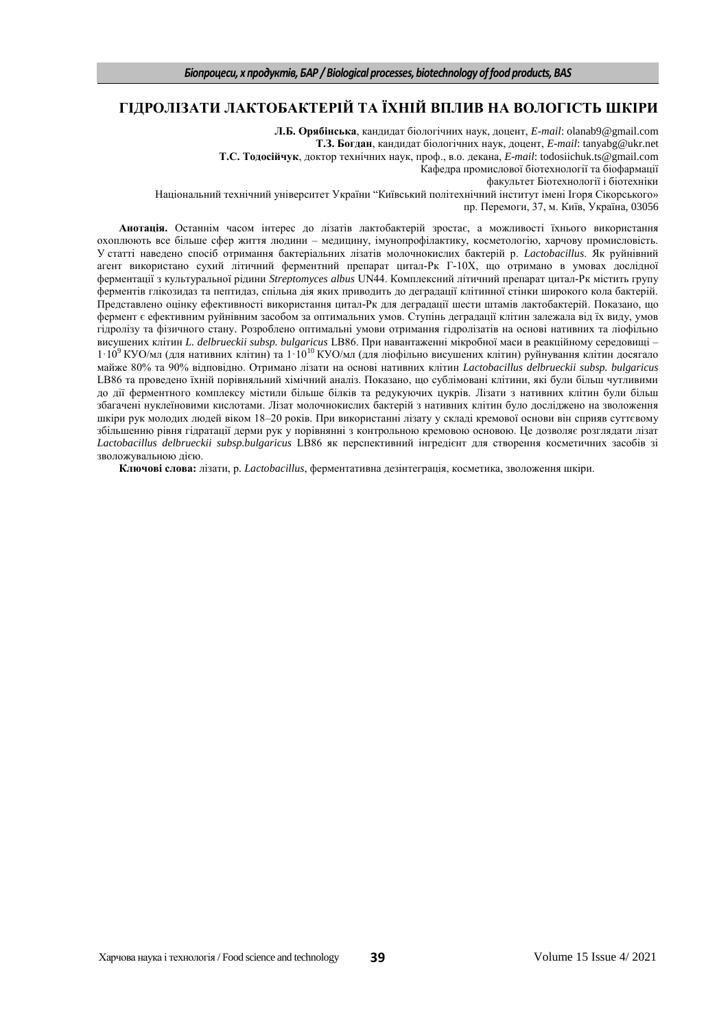# ГІДРОЛІЗАТИ ЛАКТОБАКТЕРІЙ ТА ЇХНІЙ ВПЛИВ НА ВОЛОГІСТЬ ШКІРИ

**Л.Б. Орябінська**, кандидат біологічних наук, доцент, *E-mail*: olanab9@gmail.com
**Т.З. Богдан**, кандидат біологічних наук, доцент, *E-mail*: tanyabg@ukr.net
**Т.С. Тодосійчук**, доктор технічних наук, проф., в.о. декана, *E-mail*: todosiichuk.ts@gmail.com
Кафедра промислової біотехнології та біофармації
факультет Біотехнології і біотехніки
Національний технічний університет України "Київський політехнічний інститут імені Ігоря Сікорського»
пр. Перемоги, 37, м. Київ, Україна, 03056

**Анотація.** Останнім часом інтерес до лізатів лактобактерій зростає, а можливості їхнього використання охоплюють все більше сфер життя людини – медицину, імунопрофілактику, косметологію, харчову промисловість. У статті наведено спосіб отримання бактеріальних лізатів молочнокислих бактерій р. *Lactobacillus*. Як руйнівний агент використано сухий літичний ферментний препарат цитал-Рк Г-10Х, що отримано в умовах дослідної ферментації з культуральної рідини *Streptomyces albus* UN44. Комплексний літичний препарат цитал-Рк містить групу ферментів глікозидаз та пептидаз, спільна дія яких приводить до деградації клітинної стінки широкого кола бактерій. Представлено оцінку ефективності використання цитал-Рк для деградації шести штамів лактобактерій. Показано, що фермент є ефективним руйнівним засобом за оптимальних умов. Ступінь деградації клітин залежала від їх виду, умов гідролізу та фізичного стану. Розроблено оптимальні умови отримання гідролізатів на основі нативних та ліофільно висушених клітин *L. delbrueckii subsp. bulgaricus* LB86. При навантаженні мікробної маси в реакційному середовищі – $1 \cdot 10^{9}$ КУО/мл (для нативних клітин) та $1 \cdot 10^{10}$ КУО/мл (для ліофільно висушених клітин) руйнування клітин досягало майже 80% та 90% відповідно. Отримано лізати на основі нативних клітин *Lactobacillus delbrueckii subsp. bulgaricus* LB86 та проведено їхній порівняльний хімічний аналіз. Показано, що сублімовані клітини, які були більш чутливими до дії ферментного комплексу містили більше білків та редукуючих цукрів. Лізати з нативних клітин були більш збагачені нуклеїновими кислотами. Лізат молочнокислих бактерій з нативних клітин було досліджено на зволоження шкіри рук молодих людей віком 18–20 років. При використанні лізату у складі кремової основи він сприяв суттєвому збільшенню рівня гідратації дерми рук у порівнянні з контрольною кремовою основою. Це дозволяє розглядати лізат *Lactobacillus delbrueckii subsp.bulgaricus* LB86 як перспективний інгредієнт для створення косметичних засобів зі зволожувальною дією.

**Ключові слова:** лізати, р. *Lactobacillus*, ферментативна дезінтеграція, косметика, зволоження шкіри.